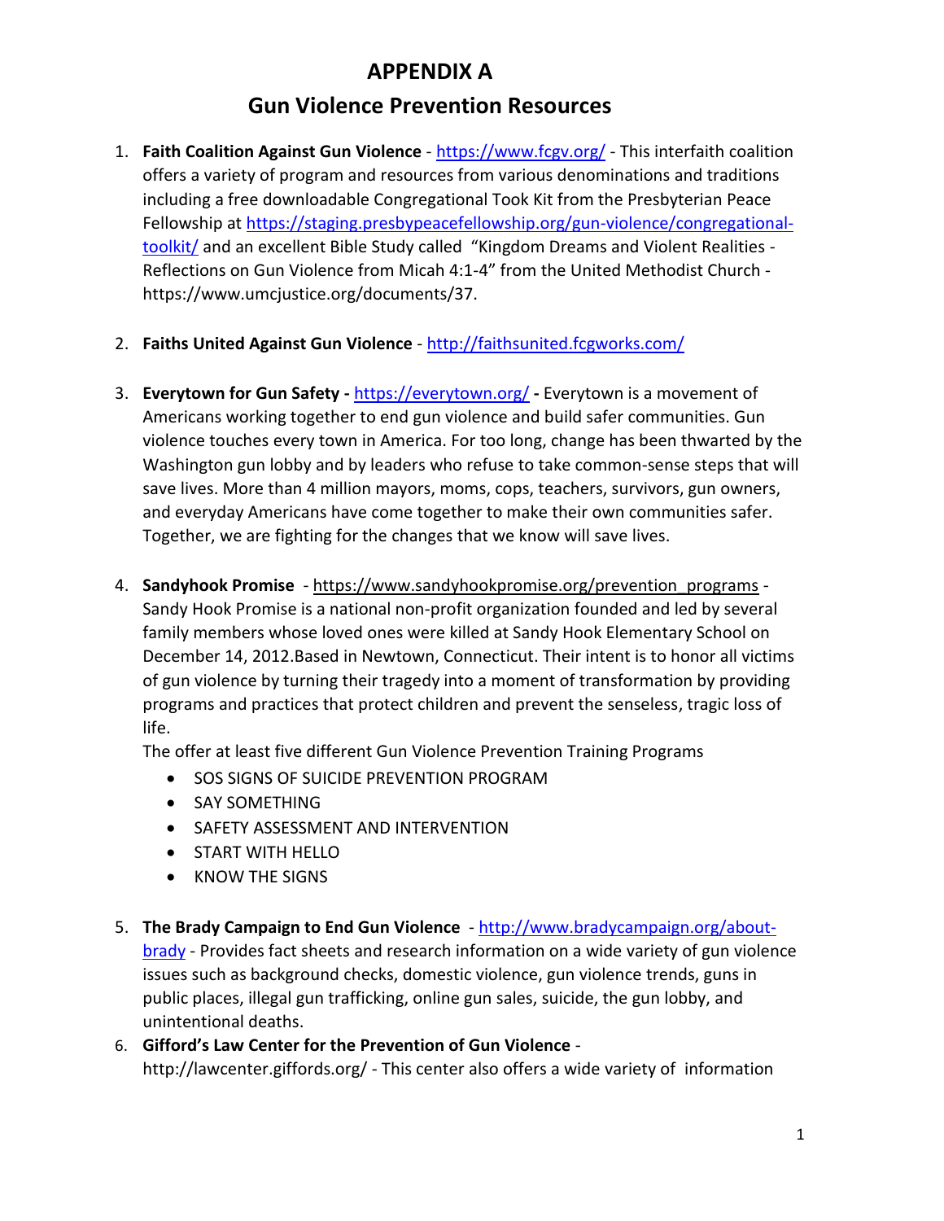# APPENDIX A

## Gun Violence Prevention Resources

1. **Faith Coalition Against Gun Violence** - https://www.fcgv.org/ - This interfaith coalition offers a variety of program and resources from various denominations and traditions including a free downloadable Congregational Took Kit from the Presbyterian Peace Fellowship at https://staging.presbypeacefellowship.org/gun-violence/congregational-toolkit/ and an excellent Bible Study called "Kingdom Dreams and Violent Realities - Reflections on Gun Violence from Micah 4:1-4" from the United Methodist Church - https://www.umcjustice.org/documents/37.

2. **Faiths United Against Gun Violence** - http://faithsunited.fcgworks.com/

3. **Everytown for Gun Safety -** https://everytown.org/ **-** Everytown is a movement of Americans working together to end gun violence and build safer communities. Gun violence touches every town in America. For too long, change has been thwarted by the Washington gun lobby and by leaders who refuse to take common-sense steps that will save lives. More than 4 million mayors, moms, cops, teachers, survivors, gun owners, and everyday Americans have come together to make their own communities safer. Together, we are fighting for the changes that we know will save lives.

4. **Sandyhook Promise** - https://www.sandyhookpromise.org/prevention_programs - Sandy Hook Promise is a national non-profit organization founded and led by several family members whose loved ones were killed at Sandy Hook Elementary School on December 14, 2012.Based in Newtown, Connecticut. Their intent is to honor all victims of gun violence by turning their tragedy into a moment of transformation by providing programs and practices that protect children and prevent the senseless, tragic loss of life.
   The offer at least five different Gun Violence Prevention Training Programs
   - SOS SIGNS OF SUICIDE PREVENTION PROGRAM
   - SAY SOMETHING
   - SAFETY ASSESSMENT AND INTERVENTION
   - START WITH HELLO
   - KNOW THE SIGNS

5. **The Brady Campaign to End Gun Violence** - http://www.bradycampaign.org/about-brady - Provides fact sheets and research information on a wide variety of gun violence issues such as background checks, domestic violence, gun violence trends, guns in public places, illegal gun trafficking, online gun sales, suicide, the gun lobby, and unintentional deaths.

6. **Gifford's Law Center for the Prevention of Gun Violence** - http://lawcenter.giffords.org/ - This center also offers a wide variety of information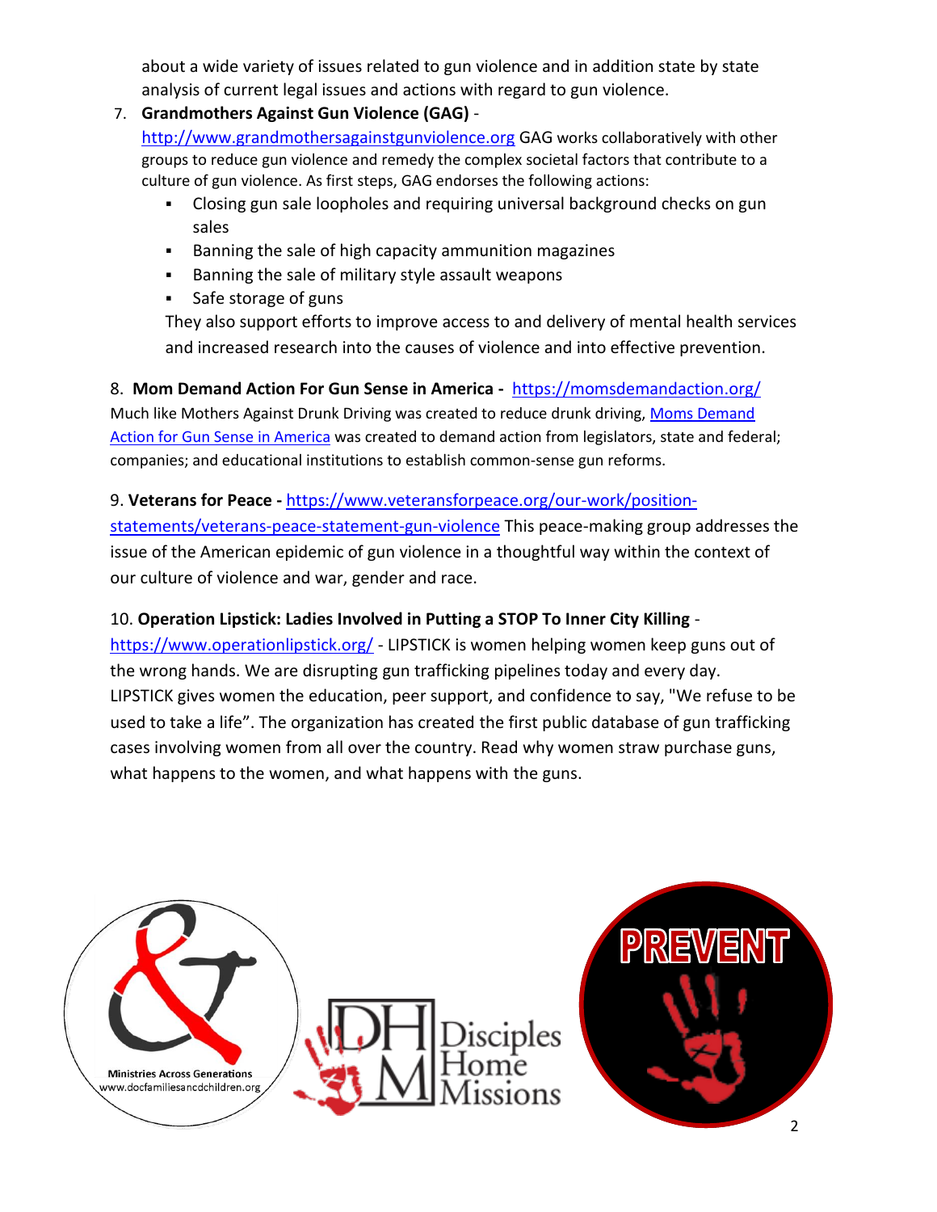about a wide variety of issues related to gun violence and in addition state by state analysis of current legal issues and actions with regard to gun violence.

7. **Grandmothers Against Gun Violence (GAG)** - http://www.grandmothersagainstgunviolence.org GAG works collaboratively with other groups to reduce gun violence and remedy the complex societal factors that contribute to a culture of gun violence. As first steps, GAG endorses the following actions:
   - Closing gun sale loopholes and requiring universal background checks on gun sales
   - Banning the sale of high capacity ammunition magazines
   - Banning the sale of military style assault weapons
   - Safe storage of guns

   They also support efforts to improve access to and delivery of mental health services and increased research into the causes of violence and into effective prevention.

8. **Mom Demand Action For Gun Sense in America -** https://momsdemandaction.org/
Much like Mothers Against Drunk Driving was created to reduce drunk driving, Moms Demand Action for Gun Sense in America was created to demand action from legislators, state and federal; companies; and educational institutions to establish common-sense gun reforms.

9. **Veterans for Peace -** https://www.veteransforpeace.org/our-work/position-statements/veterans-peace-statement-gun-violence This peace-making group addresses the issue of the American epidemic of gun violence in a thoughtful way within the context of our culture of violence and war, gender and race.

10. **Operation Lipstick: Ladies Involved in Putting a STOP To Inner City Killing** - https://www.operationlipstick.org/ - LIPSTICK is women helping women keep guns out of the wrong hands. We are disrupting gun trafficking pipelines today and every day. LIPSTICK gives women the education, peer support, and confidence to say, "We refuse to be used to take a life". The organization has created the first public database of gun trafficking cases involving women from all over the country. Read why women straw purchase guns, what happens to the women, and what happens with the guns.

Ministries Across Generations
www.docfamiliesandchildren.org

Disciples Home Missions

PREVENT